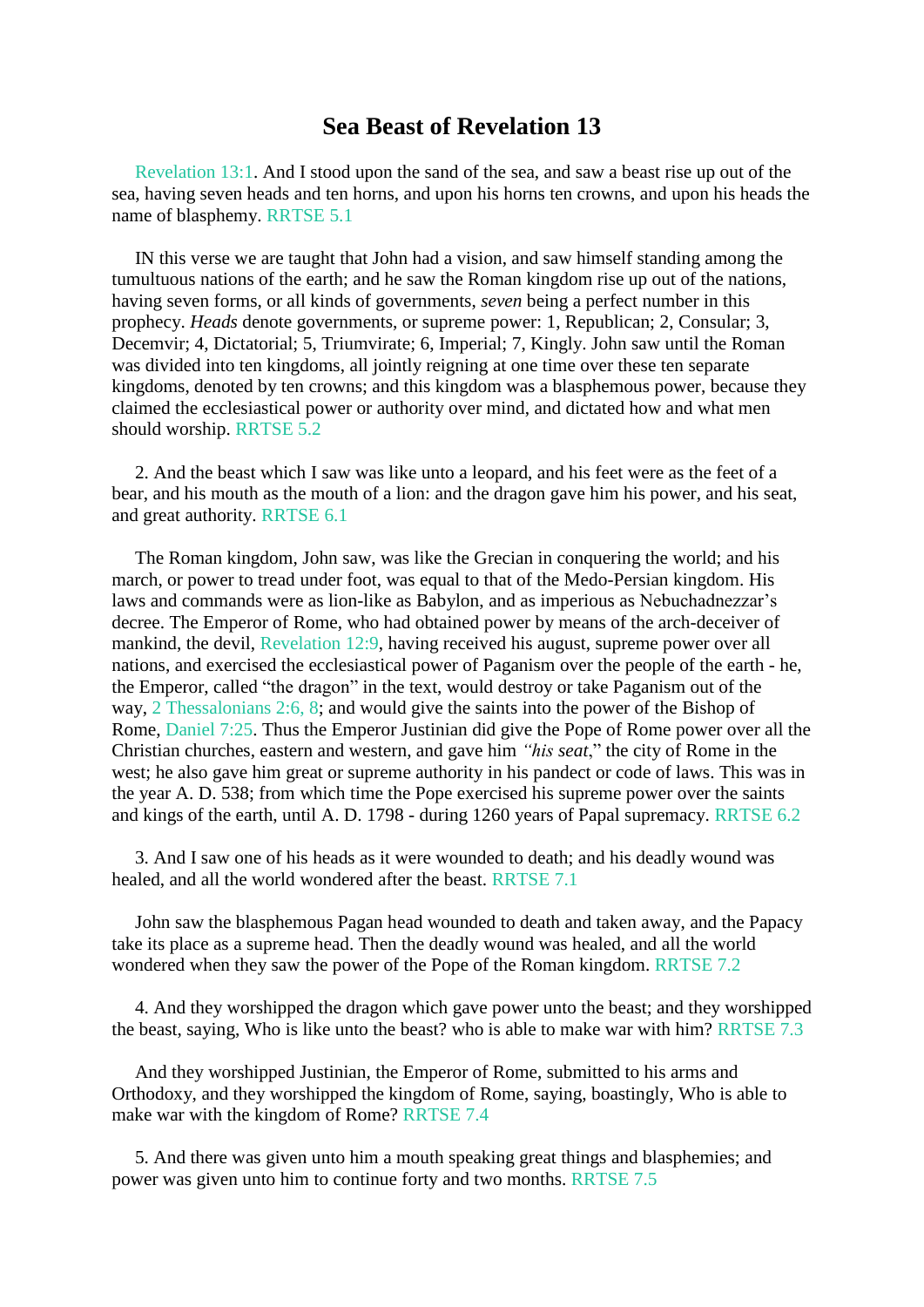# Sea Beast of Revelation 13

Revelation 13:1. And I stood upon the sand of the sea, and saw a beast rise up out of the sea, having seven heads and ten horns, and upon his horns ten crowns, and upon his heads the name of blasphemy. RRTSE 5.1

IN this verse we are taught that John had a vision, and saw himself standing among the tumultuous nations of the earth; and he saw the Roman kingdom rise up out of the nations, having seven forms, or all kinds of governments, *seven* being a perfect number in this prophecy. *Heads* denote governments, or supreme power: 1, Republican; 2, Consular; 3, Decemvir; 4, Dictatorial; 5, Triumvirate; 6, Imperial; 7, Kingly. John saw until the Roman was divided into ten kingdoms, all jointly reigning at one time over these ten separate kingdoms, denoted by ten crowns; and this kingdom was a blasphemous power, because they claimed the ecclesiastical power or authority over mind, and dictated how and what men should worship. RRTSE 5.2

2. And the beast which I saw was like unto a leopard, and his feet were as the feet of a bear, and his mouth as the mouth of a lion: and the dragon gave him his power, and his seat, and great authority. RRTSE 6.1

The Roman kingdom, John saw, was like the Grecian in conquering the world; and his march, or power to tread under foot, was equal to that of the Medo-Persian kingdom. His laws and commands were as lion-like as Babylon, and as imperious as Nebuchadnezzar's decree. The Emperor of Rome, who had obtained power by means of the arch-deceiver of mankind, the devil, Revelation 12:9, having received his august, supreme power over all nations, and exercised the ecclesiastical power of Paganism over the people of the earth - he, the Emperor, called "the dragon" in the text, would destroy or take Paganism out of the way, 2 Thessalonians 2:6, 8; and would give the saints into the power of the Bishop of Rome, Daniel 7:25. Thus the Emperor Justinian did give the Pope of Rome power over all the Christian churches, eastern and western, and gave him *"his seat,"* the city of Rome in the west; he also gave him great or supreme authority in his pandect or code of laws. This was in the year A. D. 538; from which time the Pope exercised his supreme power over the saints and kings of the earth, until A. D. 1798 - during 1260 years of Papal supremacy. RRTSE 6.2

3. And I saw one of his heads as it were wounded to death; and his deadly wound was healed, and all the world wondered after the beast. RRTSE 7.1

John saw the blasphemous Pagan head wounded to death and taken away, and the Papacy take its place as a supreme head. Then the deadly wound was healed, and all the world wondered when they saw the power of the Pope of the Roman kingdom. RRTSE 7.2

4. And they worshipped the dragon which gave power unto the beast; and they worshipped the beast, saying, Who is like unto the beast? who is able to make war with him? RRTSE 7.3

And they worshipped Justinian, the Emperor of Rome, submitted to his arms and Orthodoxy, and they worshipped the kingdom of Rome, saying, boastingly, Who is able to make war with the kingdom of Rome? RRTSE 7.4

5. And there was given unto him a mouth speaking great things and blasphemies; and power was given unto him to continue forty and two months. RRTSE 7.5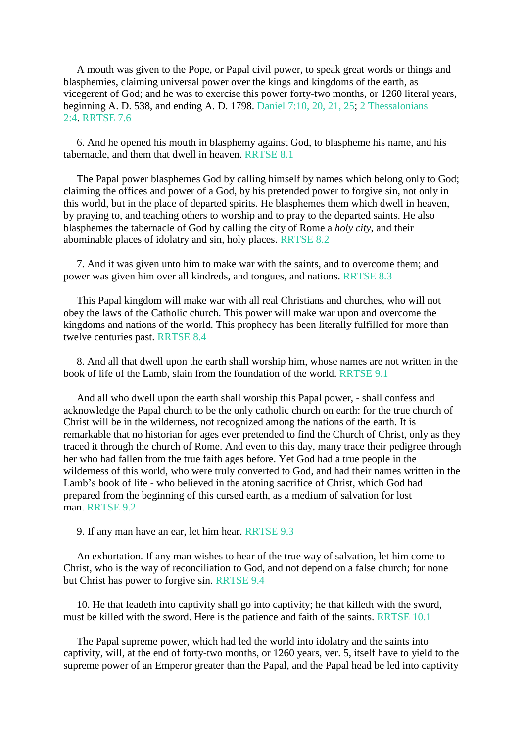A mouth was given to the Pope, or Papal civil power, to speak great words or things and blasphemies, claiming universal power over the kings and kingdoms of the earth, as vicegerent of God; and he was to exercise this power forty-two months, or 1260 literal years, beginning A. D. 538, and ending A. D. 1798. Daniel 7:10, 20, 21, 25; 2 Thessalonians 2:4. RRTSE 7.6

6. And he opened his mouth in blasphemy against God, to blaspheme his name, and his tabernacle, and them that dwell in heaven. RRTSE 8.1

The Papal power blasphemes God by calling himself by names which belong only to God; claiming the offices and power of a God, by his pretended power to forgive sin, not only in this world, but in the place of departed spirits. He blasphemes them which dwell in heaven, by praying to, and teaching others to worship and to pray to the departed saints. He also blasphemes the tabernacle of God by calling the city of Rome a *holy city*, and their abominable places of idolatry and sin, holy places. RRTSE 8.2

7. And it was given unto him to make war with the saints, and to overcome them; and power was given him over all kindreds, and tongues, and nations. RRTSE 8.3

This Papal kingdom will make war with all real Christians and churches, who will not obey the laws of the Catholic church. This power will make war upon and overcome the kingdoms and nations of the world. This prophecy has been literally fulfilled for more than twelve centuries past. RRTSE 8.4

8. And all that dwell upon the earth shall worship him, whose names are not written in the book of life of the Lamb, slain from the foundation of the world. RRTSE 9.1

And all who dwell upon the earth shall worship this Papal power, - shall confess and acknowledge the Papal church to be the only catholic church on earth: for the true church of Christ will be in the wilderness, not recognized among the nations of the earth. It is remarkable that no historian for ages ever pretended to find the Church of Christ, only as they traced it through the church of Rome. And even to this day, many trace their pedigree through her who had fallen from the true faith ages before. Yet God had a true people in the wilderness of this world, who were truly converted to God, and had their names written in the Lamb's book of life - who believed in the atoning sacrifice of Christ, which God had prepared from the beginning of this cursed earth, as a medium of salvation for lost man. RRTSE 9.2

9. If any man have an ear, let him hear. RRTSE 9.3

An exhortation. If any man wishes to hear of the true way of salvation, let him come to Christ, who is the way of reconciliation to God, and not depend on a false church; for none but Christ has power to forgive sin. RRTSE 9.4

10. He that leadeth into captivity shall go into captivity; he that killeth with the sword, must be killed with the sword. Here is the patience and faith of the saints. RRTSE 10.1

The Papal supreme power, which had led the world into idolatry and the saints into captivity, will, at the end of forty-two months, or 1260 years, ver. 5, itself have to yield to the supreme power of an Emperor greater than the Papal, and the Papal head be led into captivity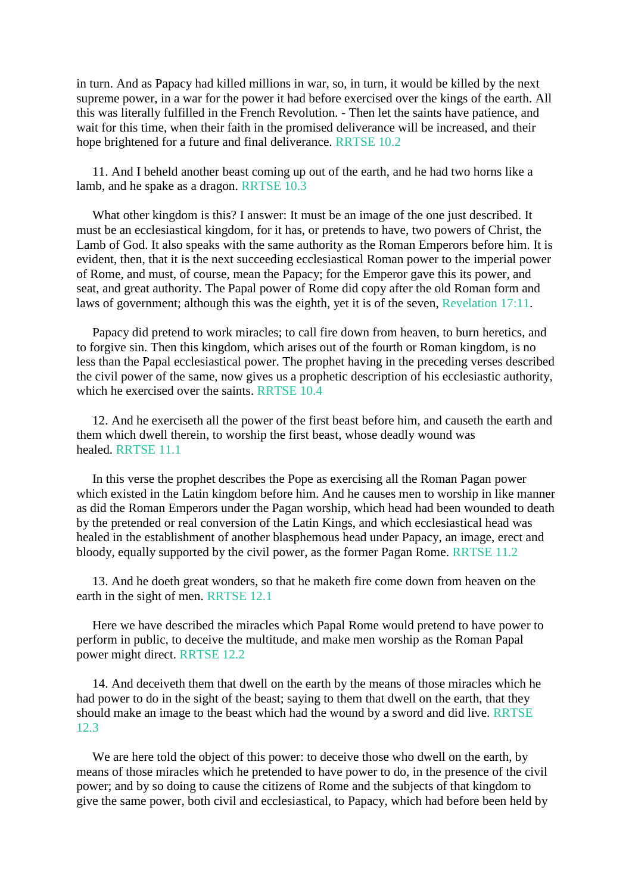in turn. And as Papacy had killed millions in war, so, in turn, it would be killed by the next supreme power, in a war for the power it had before exercised over the kings of the earth. All this was literally fulfilled in the French Revolution. - Then let the saints have patience, and wait for this time, when their faith in the promised deliverance will be increased, and their hope brightened for a future and final deliverance. RRTSE 10.2

11. And I beheld another beast coming up out of the earth, and he had two horns like a lamb, and he spake as a dragon. RRTSE 10.3

What other kingdom is this? I answer: It must be an image of the one just described. It must be an ecclesiastical kingdom, for it has, or pretends to have, two powers of Christ, the Lamb of God. It also speaks with the same authority as the Roman Emperors before him. It is evident, then, that it is the next succeeding ecclesiastical Roman power to the imperial power of Rome, and must, of course, mean the Papacy; for the Emperor gave this its power, and seat, and great authority. The Papal power of Rome did copy after the old Roman form and laws of government; although this was the eighth, yet it is of the seven, Revelation 17:11.

Papacy did pretend to work miracles; to call fire down from heaven, to burn heretics, and to forgive sin. Then this kingdom, which arises out of the fourth or Roman kingdom, is no less than the Papal ecclesiastical power. The prophet having in the preceding verses described the civil power of the same, now gives us a prophetic description of his ecclesiastic authority, which he exercised over the saints. RRTSE 10.4

12. And he exerciseth all the power of the first beast before him, and causeth the earth and them which dwell therein, to worship the first beast, whose deadly wound was healed. RRTSE 11.1

In this verse the prophet describes the Pope as exercising all the Roman Pagan power which existed in the Latin kingdom before him. And he causes men to worship in like manner as did the Roman Emperors under the Pagan worship, which head had been wounded to death by the pretended or real conversion of the Latin Kings, and which ecclesiastical head was healed in the establishment of another blasphemous head under Papacy, an image, erect and bloody, equally supported by the civil power, as the former Pagan Rome. RRTSE 11.2

13. And he doeth great wonders, so that he maketh fire come down from heaven on the earth in the sight of men. RRTSE 12.1

Here we have described the miracles which Papal Rome would pretend to have power to perform in public, to deceive the multitude, and make men worship as the Roman Papal power might direct. RRTSE 12.2

14. And deceiveth them that dwell on the earth by the means of those miracles which he had power to do in the sight of the beast; saying to them that dwell on the earth, that they should make an image to the beast which had the wound by a sword and did live. RRTSE 12.3

We are here told the object of this power: to deceive those who dwell on the earth, by means of those miracles which he pretended to have power to do, in the presence of the civil power; and by so doing to cause the citizens of Rome and the subjects of that kingdom to give the same power, both civil and ecclesiastical, to Papacy, which had before been held by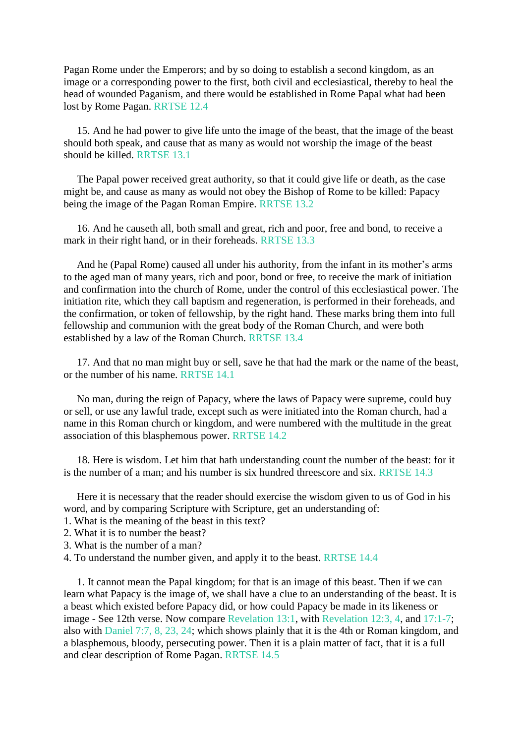Pagan Rome under the Emperors; and by so doing to establish a second kingdom, as an image or a corresponding power to the first, both civil and ecclesiastical, thereby to heal the head of wounded Paganism, and there would be established in Rome Papal what had been lost by Rome Pagan. RRTSE 12.4

15. And he had power to give life unto the image of the beast, that the image of the beast should both speak, and cause that as many as would not worship the image of the beast should be killed. RRTSE 13.1

The Papal power received great authority, so that it could give life or death, as the case might be, and cause as many as would not obey the Bishop of Rome to be killed: Papacy being the image of the Pagan Roman Empire. RRTSE 13.2

16. And he causeth all, both small and great, rich and poor, free and bond, to receive a mark in their right hand, or in their foreheads. RRTSE 13.3

And he (Papal Rome) caused all under his authority, from the infant in its mother's arms to the aged man of many years, rich and poor, bond or free, to receive the mark of initiation and confirmation into the church of Rome, under the control of this ecclesiastical power. The initiation rite, which they call baptism and regeneration, is performed in their foreheads, and the confirmation, or token of fellowship, by the right hand. These marks bring them into full fellowship and communion with the great body of the Roman Church, and were both established by a law of the Roman Church. RRTSE 13.4

17. And that no man might buy or sell, save he that had the mark or the name of the beast, or the number of his name. RRTSE 14.1

No man, during the reign of Papacy, where the laws of Papacy were supreme, could buy or sell, or use any lawful trade, except such as were initiated into the Roman church, had a name in this Roman church or kingdom, and were numbered with the multitude in the great association of this blasphemous power. RRTSE 14.2

18. Here is wisdom. Let him that hath understanding count the number of the beast: for it is the number of a man; and his number is six hundred threescore and six. RRTSE 14.3

Here it is necessary that the reader should exercise the wisdom given to us of God in his word, and by comparing Scripture with Scripture, get an understanding of:

1. What is the meaning of the beast in this text?
2. What it is to number the beast?
3. What is the number of a man?
4. To understand the number given, and apply it to the beast. RRTSE 14.4

1. It cannot mean the Papal kingdom; for that is an image of this beast. Then if we can learn what Papacy is the image of, we shall have a clue to an understanding of the beast. It is a beast which existed before Papacy did, or how could Papacy be made in its likeness or image - See 12th verse. Now compare Revelation 13:1, with Revelation 12:3, 4, and 17:1-7; also with Daniel 7:7, 8, 23, 24; which shows plainly that it is the 4th or Roman kingdom, and a blasphemous, bloody, persecuting power. Then it is a plain matter of fact, that it is a full and clear description of Rome Pagan. RRTSE 14.5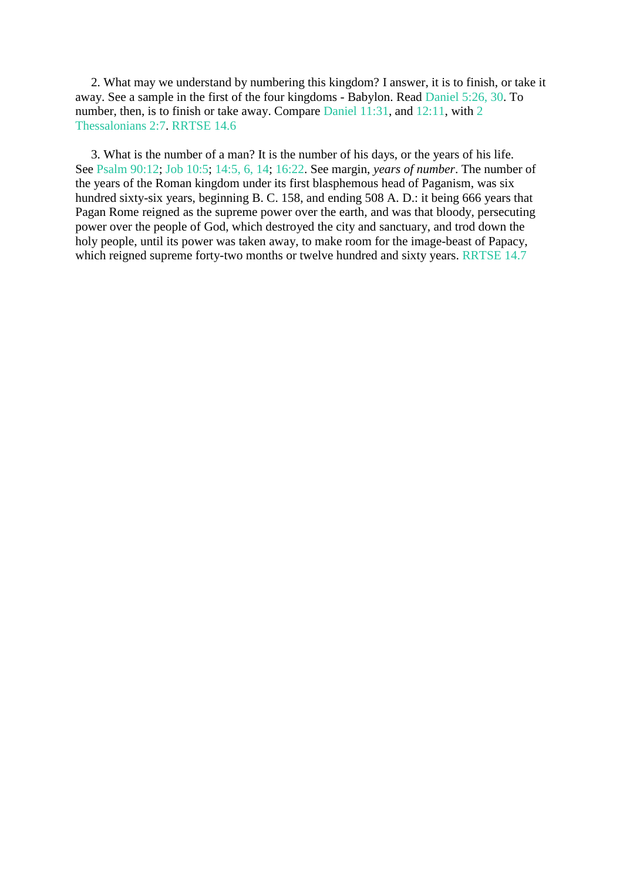2. What may we understand by numbering this kingdom? I answer, it is to finish, or take it away. See a sample in the first of the four kingdoms - Babylon. Read Daniel 5:26, 30. To number, then, is to finish or take away. Compare Daniel 11:31, and 12:11, with 2 Thessalonians 2:7. RRTSE 14.6

3. What is the number of a man? It is the number of his days, or the years of his life. See Psalm 90:12; Job 10:5; 14:5, 6, 14; 16:22. See margin, *years of number*. The number of the years of the Roman kingdom under its first blasphemous head of Paganism, was six hundred sixty-six years, beginning B. C. 158, and ending 508 A. D.: it being 666 years that Pagan Rome reigned as the supreme power over the earth, and was that bloody, persecuting power over the people of God, which destroyed the city and sanctuary, and trod down the holy people, until its power was taken away, to make room for the image-beast of Papacy, which reigned supreme forty-two months or twelve hundred and sixty years. RRTSE 14.7